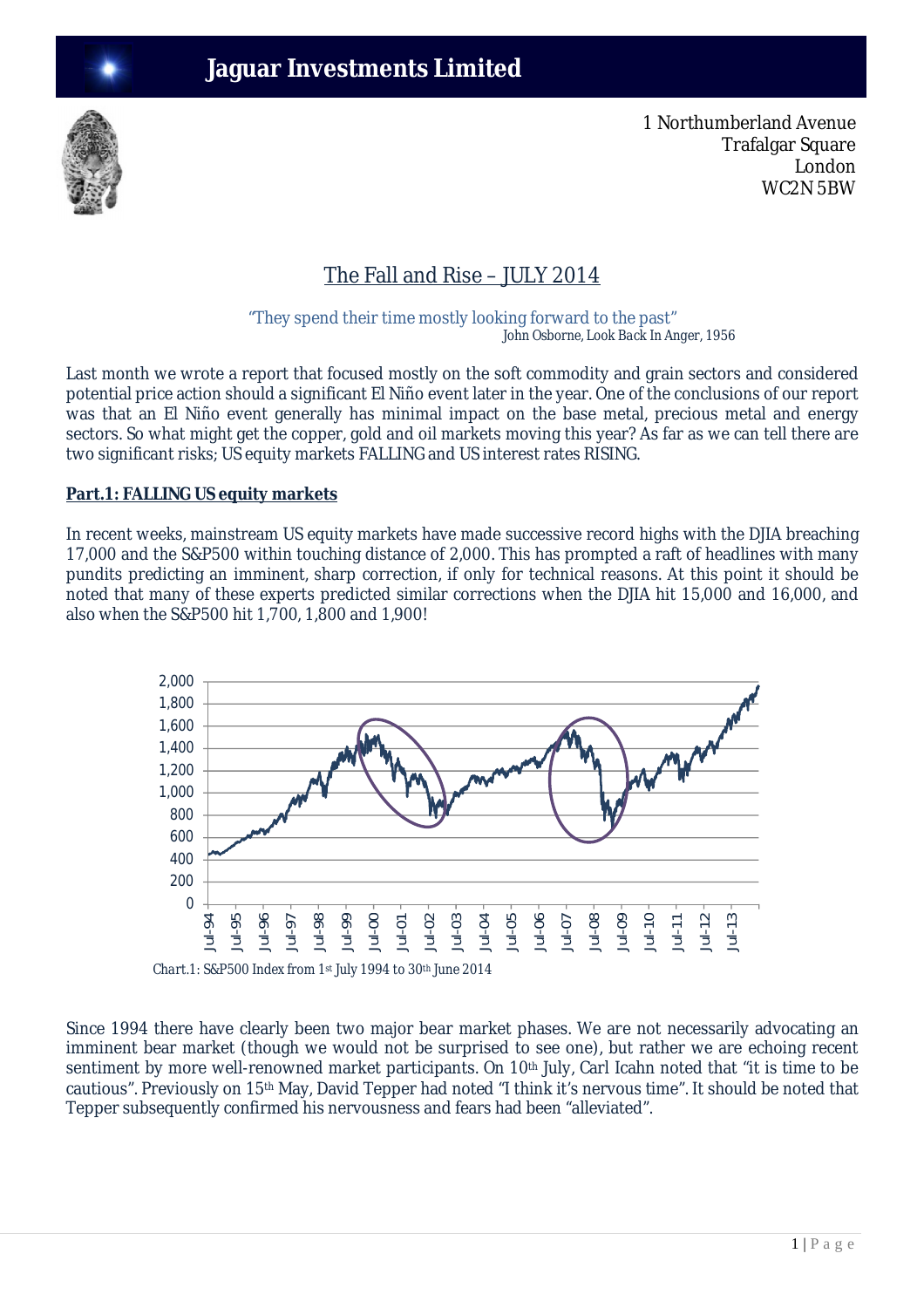# Jaguar Investments Limited

1 Northumberland Avenue
Trafalgar Square
London
WC2N 5BW

## The Fall and Rise – JULY 2014

"They spend their time mostly looking forward to the past"
*John Osborne, Look Back In Anger, 1956*

Last month we wrote a report that focused mostly on the soft commodity and grain sectors and considered potential price action should a significant El Niño event later in the year. One of the conclusions of our report was that an El Niño event generally has minimal impact on the base metal, precious metal and energy sectors. So what might get the copper, gold and oil markets moving this year? As far as we can tell there are two significant risks; US equity markets FALLING and US interest rates RISING.

**Part.1: FALLING US equity markets**

In recent weeks, mainstream US equity markets have made successive record highs with the DJIA breaching 17,000 and the S&P500 within touching distance of 2,000. This has prompted a raft of headlines with many pundits predicting an imminent, sharp correction, if only for technical reasons. At this point it should be noted that many of these experts predicted similar corrections when the DJIA hit 15,000 and 16,000, and also when the S&P500 hit 1,700, 1,800 and 1,900!

Chart.1: S&P500 Index from 1st July 1994 to 30th June 2014

Since 1994 there have clearly been two major bear market phases. We are not necessarily advocating an imminent bear market (though we would not be surprised to see one), but rather we are echoing recent sentiment by more well-renowned market participants. On 10th July, Carl Icahn noted that "it is time to be cautious". Previously on 15th May, David Tepper had noted "I think it's nervous time". It should be noted that Tepper subsequently confirmed his nervousness and fears had been "alleviated".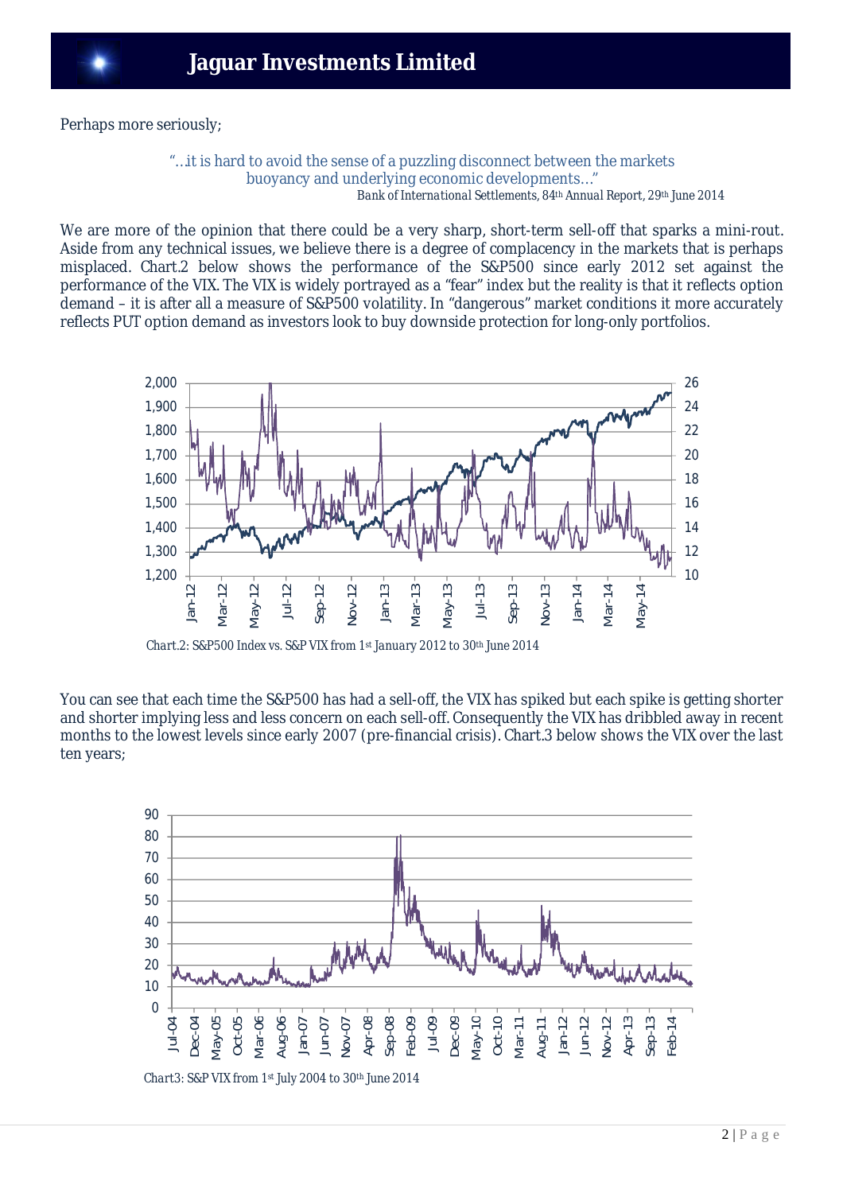Perhaps more seriously;

> "…it is hard to avoid the sense of a puzzling disconnect between the markets buoyancy and underlying economic developments…"
>
> *Bank of International Settlements, 84th Annual Report, 29th June 2014*

We are more of the opinion that there could be a very sharp, short-term sell-off that sparks a mini-rout. Aside from any technical issues, we believe there is a degree of complacency in the markets that is perhaps misplaced. Chart.2 below shows the performance of the S&P500 since early 2012 set against the performance of the VIX. The VIX is widely portrayed as a "fear" index but the reality is that it reflects option demand – it is after all a measure of S&P500 volatility. In "dangerous" market conditions it more accurately reflects PUT option demand as investors look to buy downside protection for long-only portfolios.

Chart.2: S&P500 Index vs. S&P VIX from 1st January 2012 to 30th June 2014

You can see that each time the S&P500 has had a sell-off, the VIX has spiked but each spike is getting shorter and shorter implying less and less concern on each sell-off. Consequently the VIX has dribbled away in recent months to the lowest levels since early 2007 (pre-financial crisis). Chart.3 below shows the VIX over the last ten years;

Chart3: S&P VIX from 1st July 2004 to 30th June 2014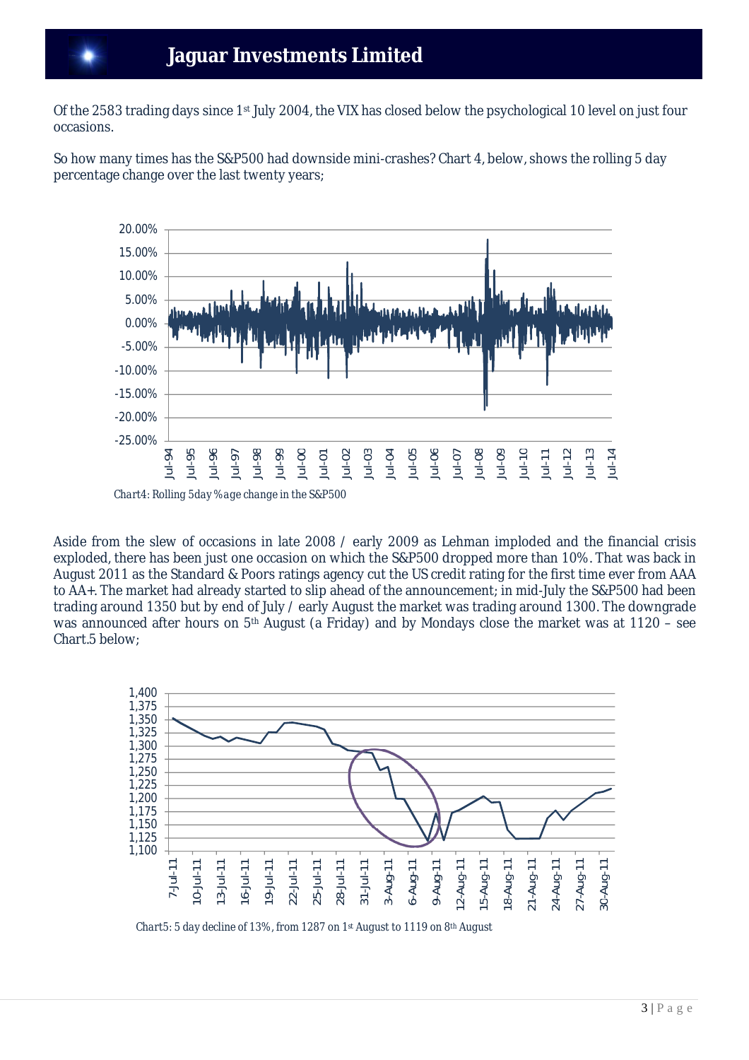Of the 2583 trading days since 1st July 2004, the VIX has closed below the psychological 10 level on just four occasions.

So how many times has the S&P500 had downside mini-crashes? Chart 4, below, shows the rolling 5 day percentage change over the last twenty years;

*Chart4: Rolling 5day %age change in the S&P500*

Aside from the slew of occasions in late 2008 / early 2009 as Lehman imploded and the financial crisis exploded, there has been just one occasion on which the S&P500 dropped more than 10%. That was back in August 2011 as the Standard & Poors ratings agency cut the US credit rating for the first time ever from AAA to AA+. The market had already started to slip ahead of the announcement; in mid-July the S&P500 had been trading around 1350 but by end of July / early August the market was trading around 1300. The downgrade was announced after hours on 5th August (a Friday) and by Mondays close the market was at 1120 – see Chart.5 below;

*Chart5: 5 day decline of 13%, from 1287 on 1st August to 1119 on 8th August*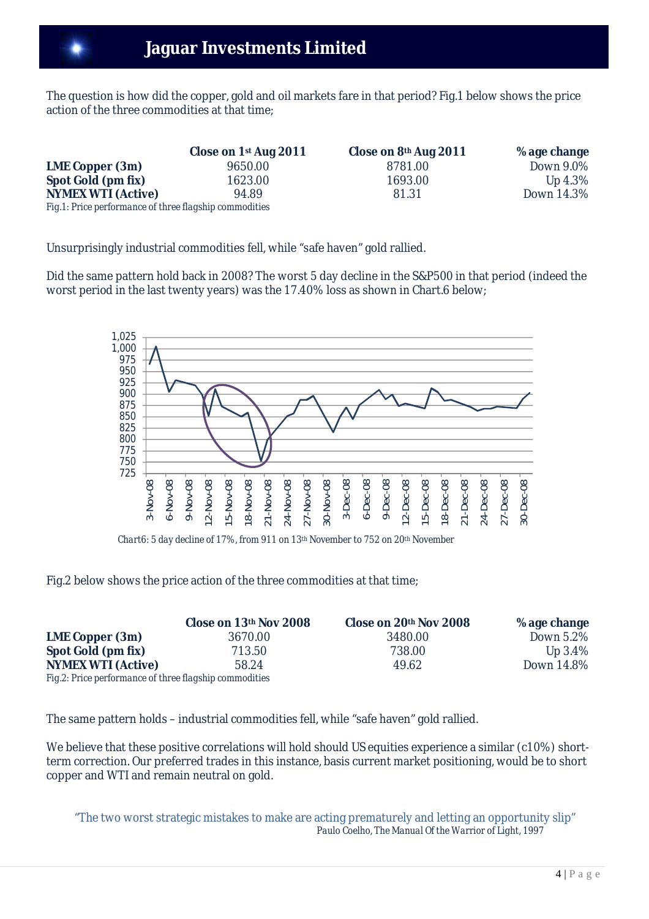The question is how did the copper, gold and oil markets fare in that period? Fig.1 below shows the price action of the three commodities at that time;

| | Close on 1st Aug 2011 | Close on 8th Aug 2011 | % age change |
|---|---|---|---|
| **LME Copper (3m)** | 9650.00 | 8781.00 | Down 9.0% |
| **Spot Gold (pm fix)** | 1623.00 | 1693.00 | Up 4.3% |
| **NYMEX WTI (Active)** | 94.89 | 81.31 | Down 14.3% |

*Fig.1: Price performance of three flagship commodities*

Unsurprisingly industrial commodities fell, while "safe haven" gold rallied.

Did the same pattern hold back in 2008? The worst 5 day decline in the S&P500 in that period (indeed the worst period in the last twenty years) was the 17.40% loss as shown in Chart.6 below;

*Chart6: 5 day decline of 17%, from 911 on 13th November to 752 on 20th November*

Fig.2 below shows the price action of the three commodities at that time;

| | Close on 13th Nov 2008 | Close on 20th Nov 2008 | % age change |
|---|---|---|---|
| **LME Copper (3m)** | 3670.00 | 3480.00 | Down 5.2% |
| **Spot Gold (pm fix)** | 713.50 | 738.00 | Up 3.4% |
| **NYMEX WTI (Active)** | 58.24 | 49.62 | Down 14.8% |

*Fig.2: Price performance of three flagship commodities*

The same pattern holds – industrial commodities fell, while "safe haven" gold rallied.

We believe that these positive correlations will hold should US equities experience a similar (c10%) short-term correction. Our preferred trades in this instance, basis current market positioning, would be to short copper and WTI and remain neutral on gold.

> "The two worst strategic mistakes to make are acting prematurely and letting an opportunity slip"
>
> Paulo Coelho, The Manual Of the Warrior of Light, 1997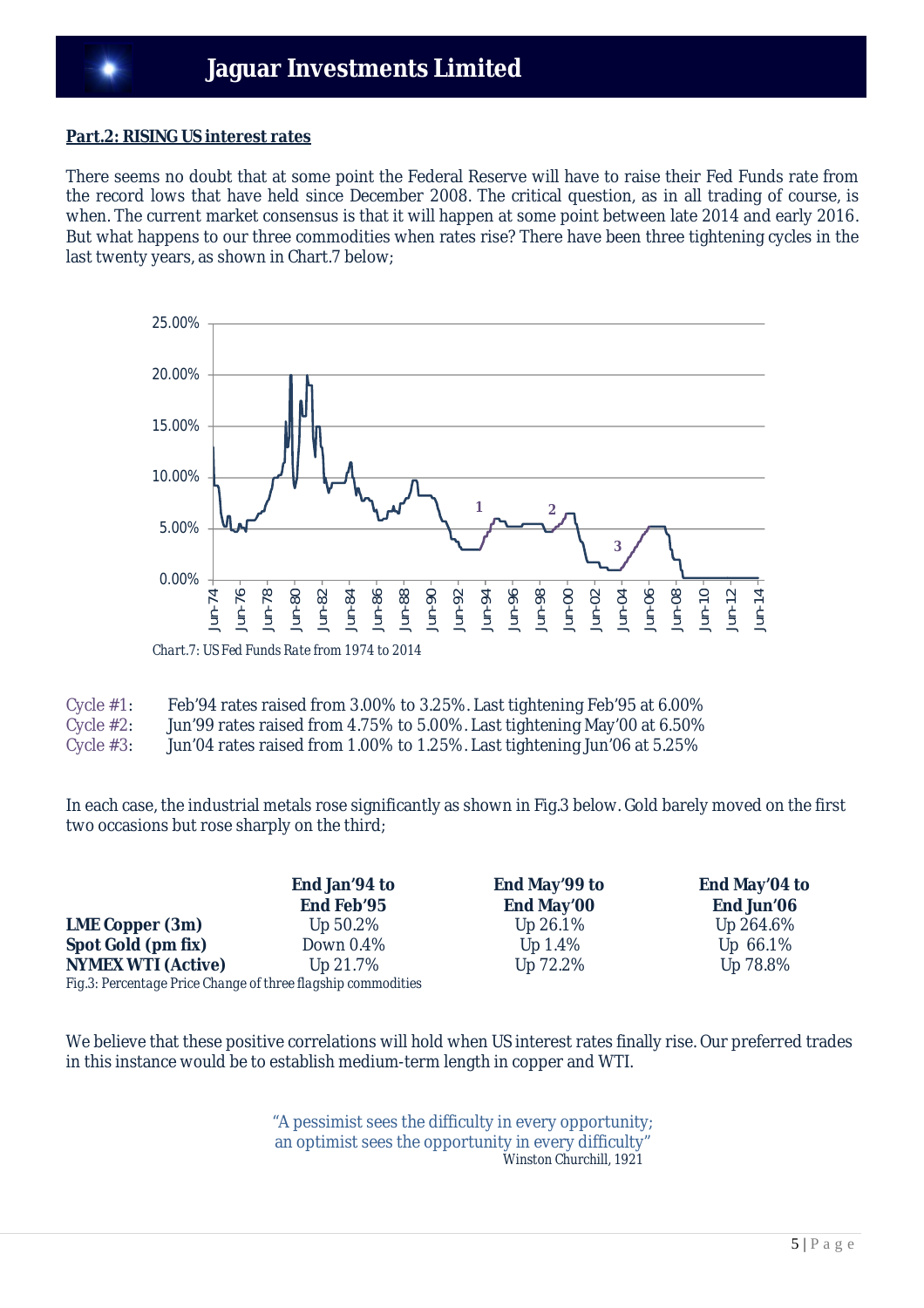**Part.2: RISING US interest rates**

There seems no doubt that at some point the Federal Reserve will have to raise their Fed Funds rate from the record lows that have held since December 2008. The critical question, as in all trading of course, is when. The current market consensus is that it will happen at some point between late 2014 and early 2016. But what happens to our three commodities when rates rise? There have been three tightening cycles in the last twenty years, as shown in Chart.7 below;

*Chart.7: US Fed Funds Rate from 1974 to 2014*

Cycle #1: Feb'94 rates raised from 3.00% to 3.25%. Last tightening Feb'95 at 6.00%
Cycle #2: Jun'99 rates raised from 4.75% to 5.00%. Last tightening May'00 at 6.50%
Cycle #3: Jun'04 rates raised from 1.00% to 1.25%. Last tightening Jun'06 at 5.25%

In each case, the industrial metals rose significantly as shown in Fig.3 below. Gold barely moved on the first two occasions but rose sharply on the third;

| | End Jan'94 to End Feb'95 | End May'99 to End May'00 | End May'04 to End Jun'06 |
|---|---|---|---|
| **LME Copper (3m)** | Up 50.2% | Up 26.1% | Up 264.6% |
| **Spot Gold (pm fix)** | Down 0.4% | Up 1.4% | Up 66.1% |
| **NYMEX WTI (Active)** | Up 21.7% | Up 72.2% | Up 78.8% |

*Fig.3: Percentage Price Change of three flagship commodities*

We believe that these positive correlations will hold when US interest rates finally rise. Our preferred trades in this instance would be to establish medium-term length in copper and WTI.

"A pessimist sees the difficulty in every opportunity;
an optimist sees the opportunity in every difficulty"
Winston Churchill, 1921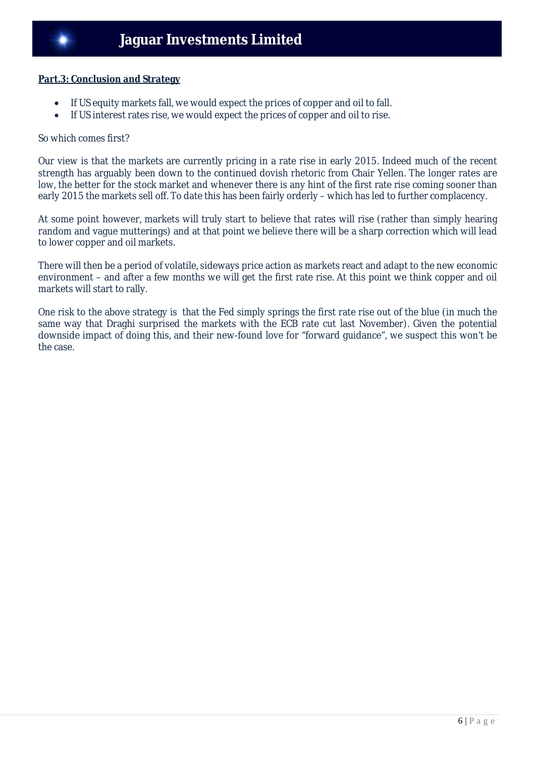**Part.3: Conclusion and Strategy**

- If US equity markets fall, we would expect the prices of copper and oil to fall.
- If US interest rates rise, we would expect the prices of copper and oil to rise.

So which comes first?

Our view is that the markets are currently pricing in a rate rise in early 2015. Indeed much of the recent strength has arguably been down to the continued dovish rhetoric from Chair Yellen. The longer rates are low, the better for the stock market and whenever there is any hint of the first rate rise coming sooner than early 2015 the markets sell off. To date this has been fairly orderly – which has led to further complacency.

At some point however, markets will truly start to believe that rates will rise (rather than simply hearing random and vague mutterings) and at that point we believe there will be a sharp correction which will lead to lower copper and oil markets.

There will then be a period of volatile, sideways price action as markets react and adapt to the new economic environment – and after a few months we will get the first rate rise. At this point we think copper and oil markets will start to rally.

One risk to the above strategy is that the Fed simply springs the first rate rise out of the blue (in much the same way that Draghi surprised the markets with the ECB rate cut last November). Given the potential downside impact of doing this, and their new-found love for "forward guidance", we suspect this won't be the case.